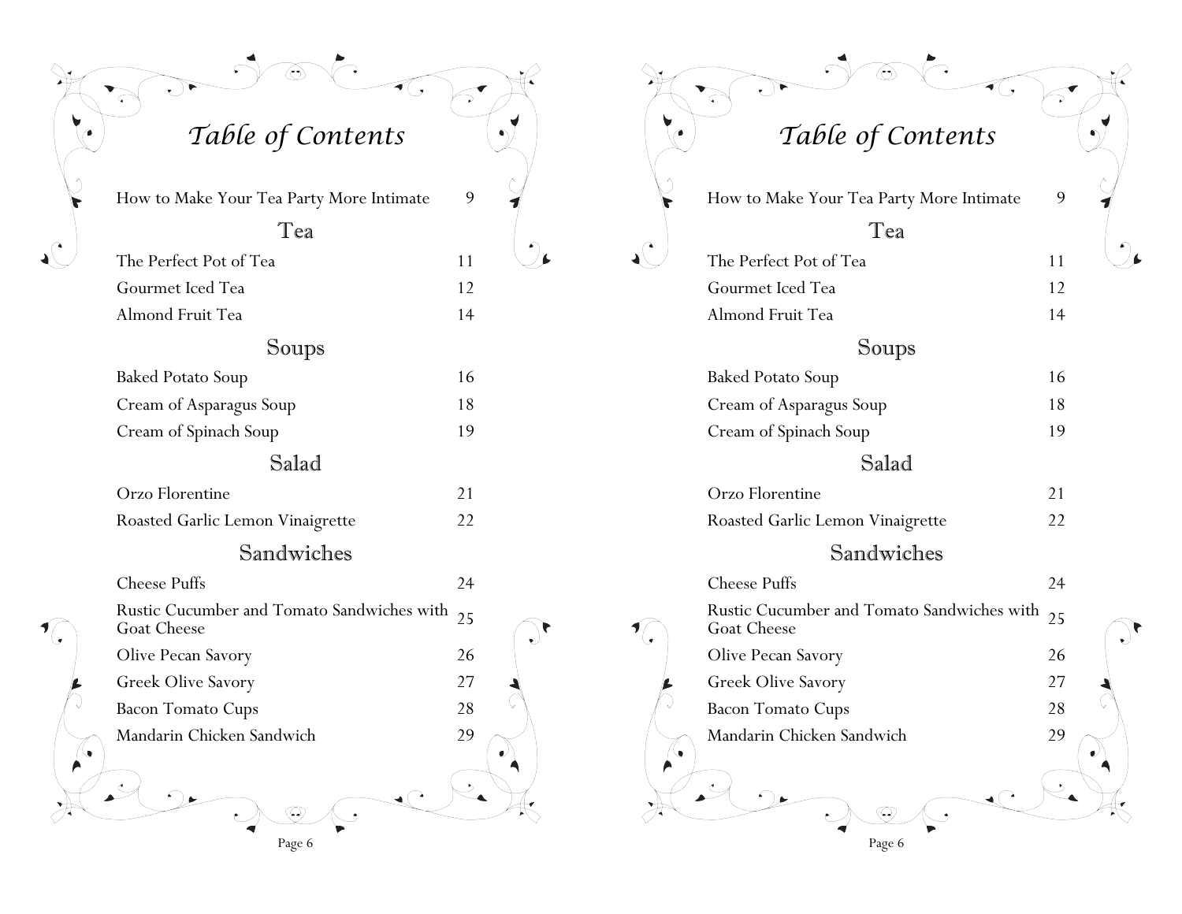# *Table of Contents*

| | |
|---|---|
| How to Make Your Tea Party More Intimate | 9 |

## Tea

| | |
|---|---|
| The Perfect Pot of Tea | 11 |
| Gourmet Iced Tea | 12 |
| Almond Fruit Tea | 14 |

## Soups

| | |
|---|---|
| Baked Potato Soup | 16 |
| Cream of Asparagus Soup | 18 |
| Cream of Spinach Soup | 19 |

## Salad

| | |
|---|---|
| Orzo Florentine | 21 |
| Roasted Garlic Lemon Vinaigrette | 22 |

## Sandwiches

| | |
|---|---|
| Cheese Puffs | 24 |
| Rustic Cucumber and Tomato Sandwiches with Goat Cheese | 25 |
| Olive Pecan Savory | 26 |
| Greek Olive Savory | 27 |
| Bacon Tomato Cups | 28 |
| Mandarin Chicken Sandwich | 29 |

# *Table of Contents*

| | |
|---|---|
| How to Make Your Tea Party More Intimate | 9 |

## Tea

| | |
|---|---|
| The Perfect Pot of Tea | 11 |
| Gourmet Iced Tea | 12 |
| Almond Fruit Tea | 14 |

## Soups

| | |
|---|---|
| Baked Potato Soup | 16 |
| Cream of Asparagus Soup | 18 |
| Cream of Spinach Soup | 19 |

## Salad

| | |
|---|---|
| Orzo Florentine | 21 |
| Roasted Garlic Lemon Vinaigrette | 22 |

## Sandwiches

| | |
|---|---|
| Cheese Puffs | 24 |
| Rustic Cucumber and Tomato Sandwiches with Goat Cheese | 25 |
| Olive Pecan Savory | 26 |
| Greek Olive Savory | 27 |
| Bacon Tomato Cups | 28 |
| Mandarin Chicken Sandwich | 29 |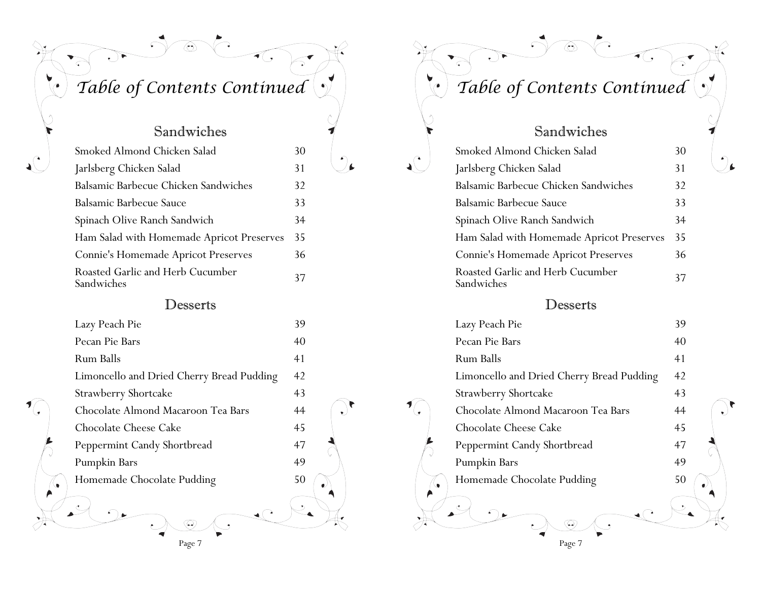# Table of Contents Continued

## Sandwiches

| | |
|---|---|
| Smoked Almond Chicken Salad | 30 |
| Jarlsberg Chicken Salad | 31 |
| Balsamic Barbecue Chicken Sandwiches | 32 |
| Balsamic Barbecue Sauce | 33 |
| Spinach Olive Ranch Sandwich | 34 |
| Ham Salad with Homemade Apricot Preserves | 35 |
| Connie's Homemade Apricot Preserves | 36 |
| Roasted Garlic and Herb Cucumber Sandwiches | 37 |

## Desserts

| | |
|---|---|
| Lazy Peach Pie | 39 |
| Pecan Pie Bars | 40 |
| Rum Balls | 41 |
| Limoncello and Dried Cherry Bread Pudding | 42 |
| Strawberry Shortcake | 43 |
| Chocolate Almond Macaroon Tea Bars | 44 |
| Chocolate Cheese Cake | 45 |
| Peppermint Candy Shortbread | 47 |
| Pumpkin Bars | 49 |
| Homemade Chocolate Pudding | 50 |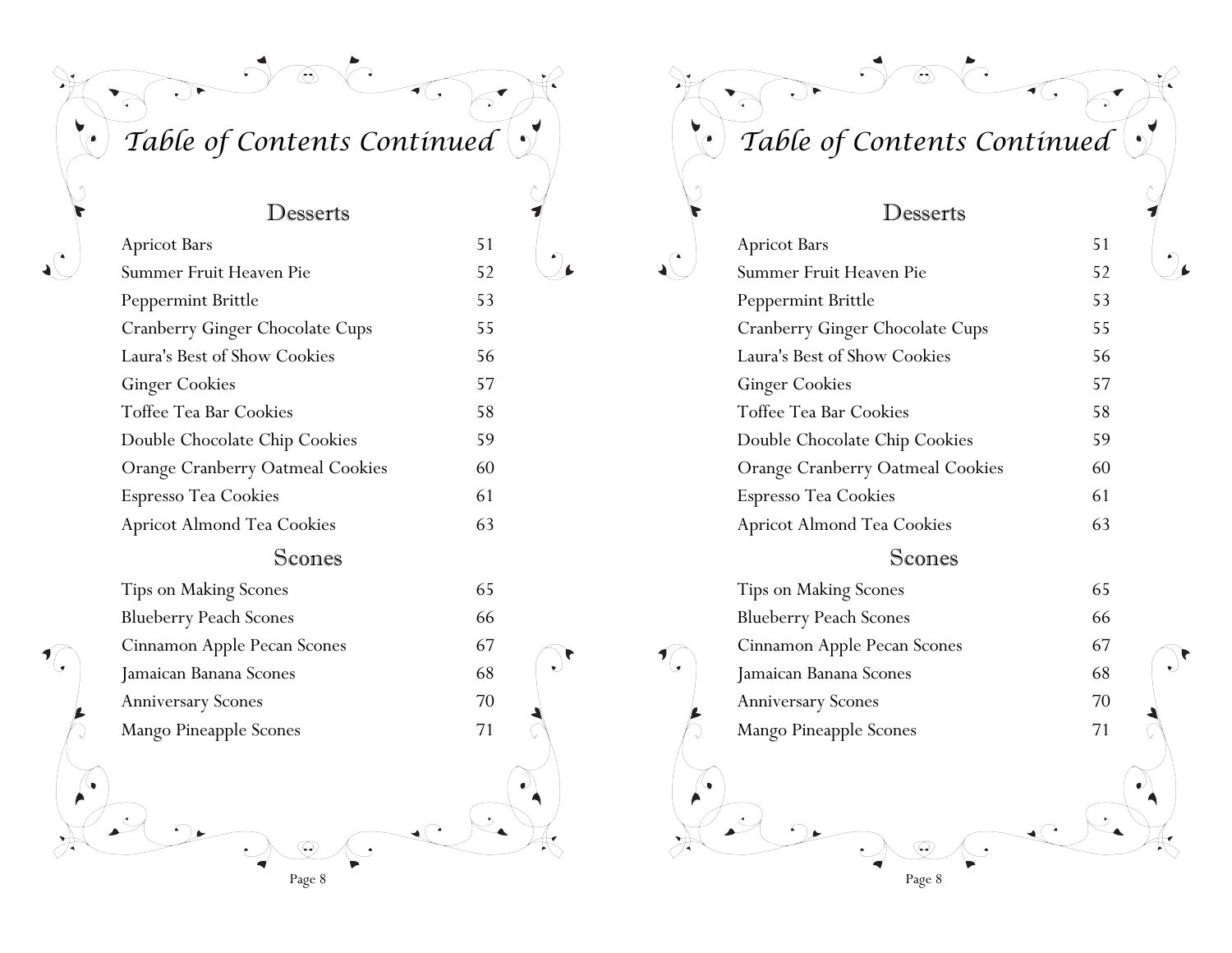# *Table of Contents Continued*

## Desserts

| | |
|---|---|
| Apricot Bars | 51 |
| Summer Fruit Heaven Pie | 52 |
| Peppermint Brittle | 53 |
| Cranberry Ginger Chocolate Cups | 55 |
| Laura's Best of Show Cookies | 56 |
| Ginger Cookies | 57 |
| Toffee Tea Bar Cookies | 58 |
| Double Chocolate Chip Cookies | 59 |
| Orange Cranberry Oatmeal Cookies | 60 |
| Espresso Tea Cookies | 61 |
| Apricot Almond Tea Cookies | 63 |

## Scones

| | |
|---|---|
| Tips on Making Scones | 65 |
| Blueberry Peach Scones | 66 |
| Cinnamon Apple Pecan Scones | 67 |
| Jamaican Banana Scones | 68 |
| Anniversary Scones | 70 |
| Mango Pineapple Scones | 71 |

# *Table of Contents Continued*

## Desserts

| | |
|---|---|
| Apricot Bars | 51 |
| Summer Fruit Heaven Pie | 52 |
| Peppermint Brittle | 53 |
| Cranberry Ginger Chocolate Cups | 55 |
| Laura's Best of Show Cookies | 56 |
| Ginger Cookies | 57 |
| Toffee Tea Bar Cookies | 58 |
| Double Chocolate Chip Cookies | 59 |
| Orange Cranberry Oatmeal Cookies | 60 |
| Espresso Tea Cookies | 61 |
| Apricot Almond Tea Cookies | 63 |

## Scones

| | |
|---|---|
| Tips on Making Scones | 65 |
| Blueberry Peach Scones | 66 |
| Cinnamon Apple Pecan Scones | 67 |
| Jamaican Banana Scones | 68 |
| Anniversary Scones | 70 |
| Mango Pineapple Scones | 71 |